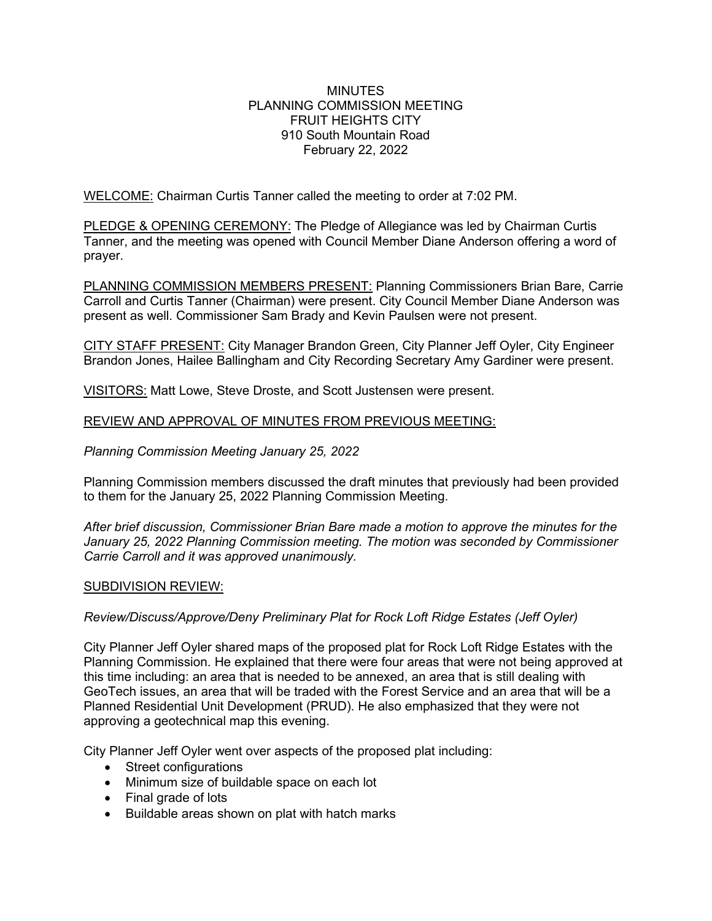MINUTES
PLANNING COMMISSION MEETING
FRUIT HEIGHTS CITY
910 South Mountain Road
February 22, 2022

WELCOME: Chairman Curtis Tanner called the meeting to order at 7:02 PM.

PLEDGE & OPENING CEREMONY: The Pledge of Allegiance was led by Chairman Curtis Tanner, and the meeting was opened with Council Member Diane Anderson offering a word of prayer.

PLANNING COMMISSION MEMBERS PRESENT: Planning Commissioners Brian Bare, Carrie Carroll and Curtis Tanner (Chairman) were present. City Council Member Diane Anderson was present as well. Commissioner Sam Brady and Kevin Paulsen were not present.

CITY STAFF PRESENT: City Manager Brandon Green, City Planner Jeff Oyler, City Engineer Brandon Jones, Hailee Ballingham and City Recording Secretary Amy Gardiner were present.

VISITORS: Matt Lowe, Steve Droste, and Scott Justensen were present.

REVIEW AND APPROVAL OF MINUTES FROM PREVIOUS MEETING:

*Planning Commission Meeting January 25, 2022*

Planning Commission members discussed the draft minutes that previously had been provided to them for the January 25, 2022 Planning Commission Meeting.

*After brief discussion, Commissioner Brian Bare made a motion to approve the minutes for the January 25, 2022 Planning Commission meeting. The motion was seconded by Commissioner Carrie Carroll and it was approved unanimously.*

SUBDIVISION REVIEW:

*Review/Discuss/Approve/Deny Preliminary Plat for Rock Loft Ridge Estates (Jeff Oyler)*

City Planner Jeff Oyler shared maps of the proposed plat for Rock Loft Ridge Estates with the Planning Commission. He explained that there were four areas that were not being approved at this time including: an area that is needed to be annexed, an area that is still dealing with GeoTech issues, an area that will be traded with the Forest Service and an area that will be a Planned Residential Unit Development (PRUD). He also emphasized that they were not approving a geotechnical map this evening.

City Planner Jeff Oyler went over aspects of the proposed plat including:

- Street configurations
- Minimum size of buildable space on each lot
- Final grade of lots
- Buildable areas shown on plat with hatch marks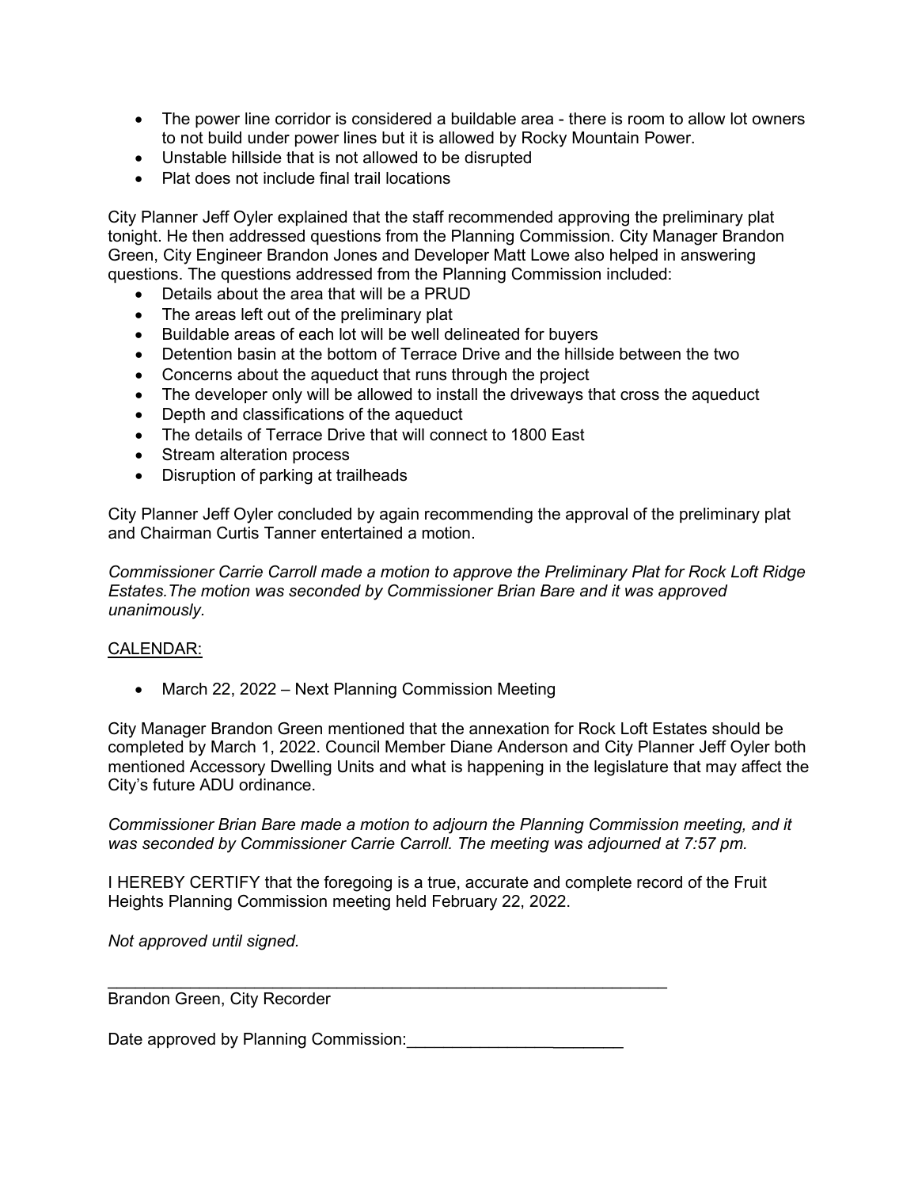- The power line corridor is considered a buildable area - there is room to allow lot owners to not build under power lines but it is allowed by Rocky Mountain Power.
- Unstable hillside that is not allowed to be disrupted
- Plat does not include final trail locations

City Planner Jeff Oyler explained that the staff recommended approving the preliminary plat tonight. He then addressed questions from the Planning Commission. City Manager Brandon Green, City Engineer Brandon Jones and Developer Matt Lowe also helped in answering questions. The questions addressed from the Planning Commission included:

- Details about the area that will be a PRUD
- The areas left out of the preliminary plat
- Buildable areas of each lot will be well delineated for buyers
- Detention basin at the bottom of Terrace Drive and the hillside between the two
- Concerns about the aqueduct that runs through the project
- The developer only will be allowed to install the driveways that cross the aqueduct
- Depth and classifications of the aqueduct
- The details of Terrace Drive that will connect to 1800 East
- Stream alteration process
- Disruption of parking at trailheads

City Planner Jeff Oyler concluded by again recommending the approval of the preliminary plat and Chairman Curtis Tanner entertained a motion.

*Commissioner Carrie Carroll made a motion to approve the Preliminary Plat for Rock Loft Ridge Estates.The motion was seconded by Commissioner Brian Bare and it was approved unanimously.*

<u>CALENDAR:</u>

- March 22, 2022 – Next Planning Commission Meeting

City Manager Brandon Green mentioned that the annexation for Rock Loft Estates should be completed by March 1, 2022. Council Member Diane Anderson and City Planner Jeff Oyler both mentioned Accessory Dwelling Units and what is happening in the legislature that may affect the City's future ADU ordinance.

*Commissioner Brian Bare made a motion to adjourn the Planning Commission meeting, and it was seconded by Commissioner Carrie Carroll. The meeting was adjourned at 7:57 pm.*

I HEREBY CERTIFY that the foregoing is a true, accurate and complete record of the Fruit Heights Planning Commission meeting held February 22, 2022.

*Not approved until signed.*

\_\_\_\_\_\_\_\_\_\_\_\_\_\_\_\_\_\_\_\_\_\_\_\_\_\_\_\_\_\_\_\_\_\_\_\_\_\_\_\_\_\_\_\_\_\_\_\_\_\_\_\_\_\_\_\_\_\_\_\_

Brandon Green, City Recorder

Date approved by Planning Commission:\_\_\_\_\_\_\_\_\_\_\_\_\_\_\_\_\_\_\_\_\_\_\_\_